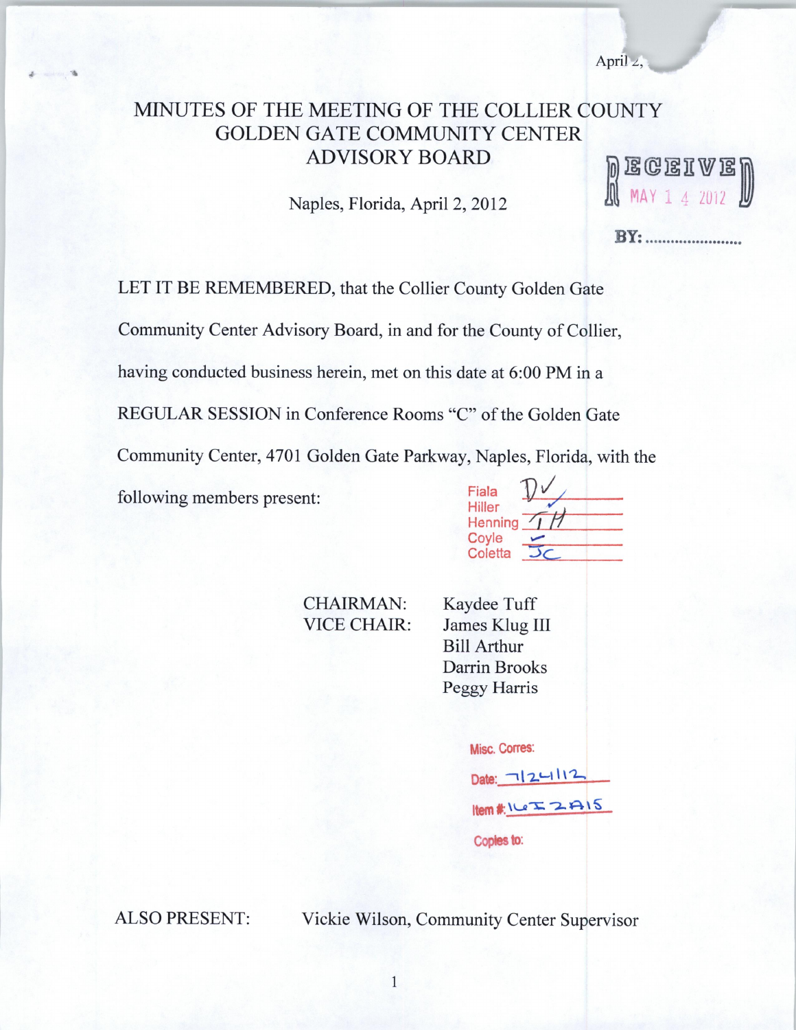April 2,

# MINUTES OF THE MEETING OF THE COLLIER COUNTY GOLDEN GATE COMMUNITY CENTER ADVISORY BOARD

Naples, Florida, April 2, 2012

RECEIVED
MAY 14 2012
BY: .......................

LET IT BE REMEMBERED, that the Collier County Golden Gate Community Center Advisory Board, in and for the County of Collier, having conducted business herein, met on this date at 6:00 PM in a REGULAR SESSION in Conference Rooms "C" of the Golden Gate Community Center, 4701 Golden Gate Parkway, Naples, Florida, with the following members present:

| | |
|---|---|
| Fiala | DV ✓ |
| Hiller | ✓ |
| Henning | TH |
| Coyle | ✓ |
| Coletta | JC |

| | |
|---|---|
| CHAIRMAN: | Kaydee Tuff |
| VICE CHAIR: | James Klug III |
| | Bill Arthur |
| | Darrin Brooks |
| | Peggy Harris |

Misc. Corres:

Date: 7/24/12

Item #: 16I2A15

Copies to:

ALSO PRESENT: Vickie Wilson, Community Center Supervisor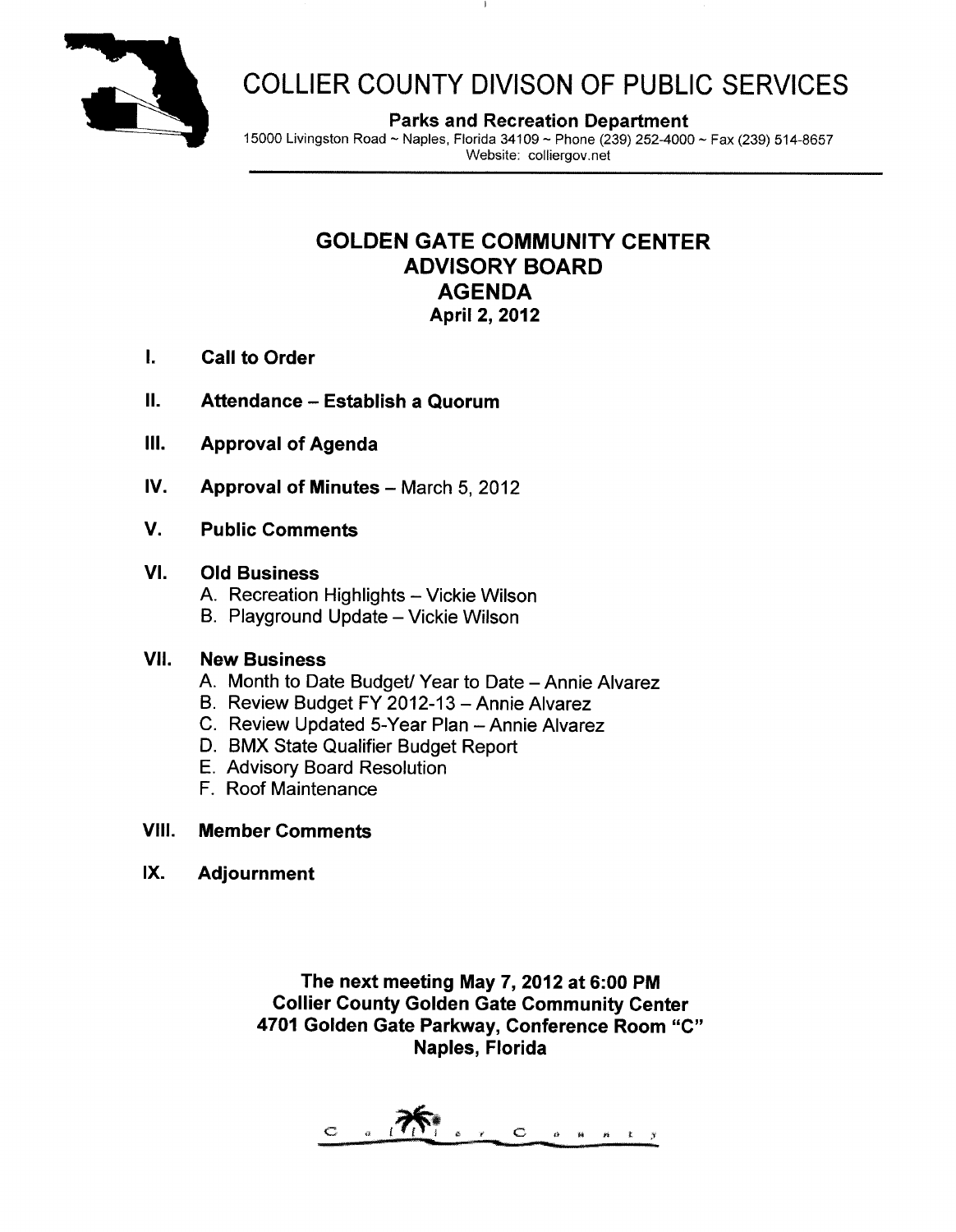# COLLIER COUNTY DIVISON OF PUBLIC SERVICES

**Parks and Recreation Department**

15000 Livingston Road ~ Naples, Florida 34109 ~ Phone (239) 252-4000 ~ Fax (239) 514-8657
Website: colliergov.net

## GOLDEN GATE COMMUNITY CENTER
## ADVISORY BOARD
## AGENDA
### April 2, 2012

I. **Call to Order**

II. **Attendance – Establish a Quorum**

III. **Approval of Agenda**

IV. **Approval of Minutes** – March 5, 2012

V. **Public Comments**

VI. **Old Business**
   A. Recreation Highlights – Vickie Wilson
   B. Playground Update – Vickie Wilson

VII. **New Business**
   A. Month to Date Budget/ Year to Date – Annie Alvarez
   B. Review Budget FY 2012-13 – Annie Alvarez
   C. Review Updated 5-Year Plan – Annie Alvarez
   D. BMX State Qualifier Budget Report
   E. Advisory Board Resolution
   F. Roof Maintenance

VIII. **Member Comments**

IX. **Adjournment**

**The next meeting May 7, 2012 at 6:00 PM**
**Collier County Golden Gate Community Center**
**4701 Golden Gate Parkway, Conference Room "C"**
**Naples, Florida**

Collier County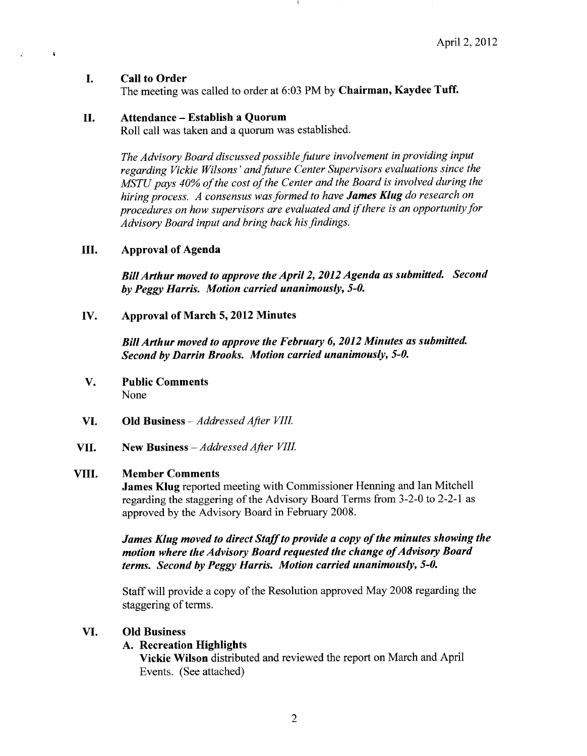April 2, 2012

**I. Call to Order**

The meeting was called to order at 6:03 PM by **Chairman, Kaydee Tuff.**

**II. Attendance – Establish a Quorum**

Roll call was taken and a quorum was established.

*The Advisory Board discussed possible future involvement in providing input regarding Vickie Wilsons' and future Center Supervisors evaluations since the MSTU pays 40% of the cost of the Center and the Board is involved during the hiring process. A consensus was formed to have **James Klug** do research on procedures on how supervisors are evaluated and if there is an opportunity for Advisory Board input and bring back his findings.*

**III. Approval of Agenda**

***Bill Arthur moved to approve the April 2, 2012 Agenda as submitted. Second by Peggy Harris. Motion carried unanimously, 5-0.***

**IV. Approval of March 5, 2012 Minutes**

***Bill Arthur moved to approve the February 6, 2012 Minutes as submitted. Second by Darrin Brooks. Motion carried unanimously, 5-0.***

**V. Public Comments**

None

**VI. Old Business** – *Addressed After VIII.*

**VII. New Business** – *Addressed After VIII.*

**VIII. Member Comments**

**James Klug** reported meeting with Commissioner Henning and Ian Mitchell regarding the staggering of the Advisory Board Terms from 3-2-0 to 2-2-1 as approved by the Advisory Board in February 2008.

***James Klug moved to direct Staff to provide a copy of the minutes showing the motion where the Advisory Board requested the change of Advisory Board terms. Second by Peggy Harris. Motion carried unanimously, 5-0.***

Staff will provide a copy of the Resolution approved May 2008 regarding the staggering of terms.

**VI. Old Business**

**A. Recreation Highlights**

**Vickie Wilson** distributed and reviewed the report on March and April Events. (See attached)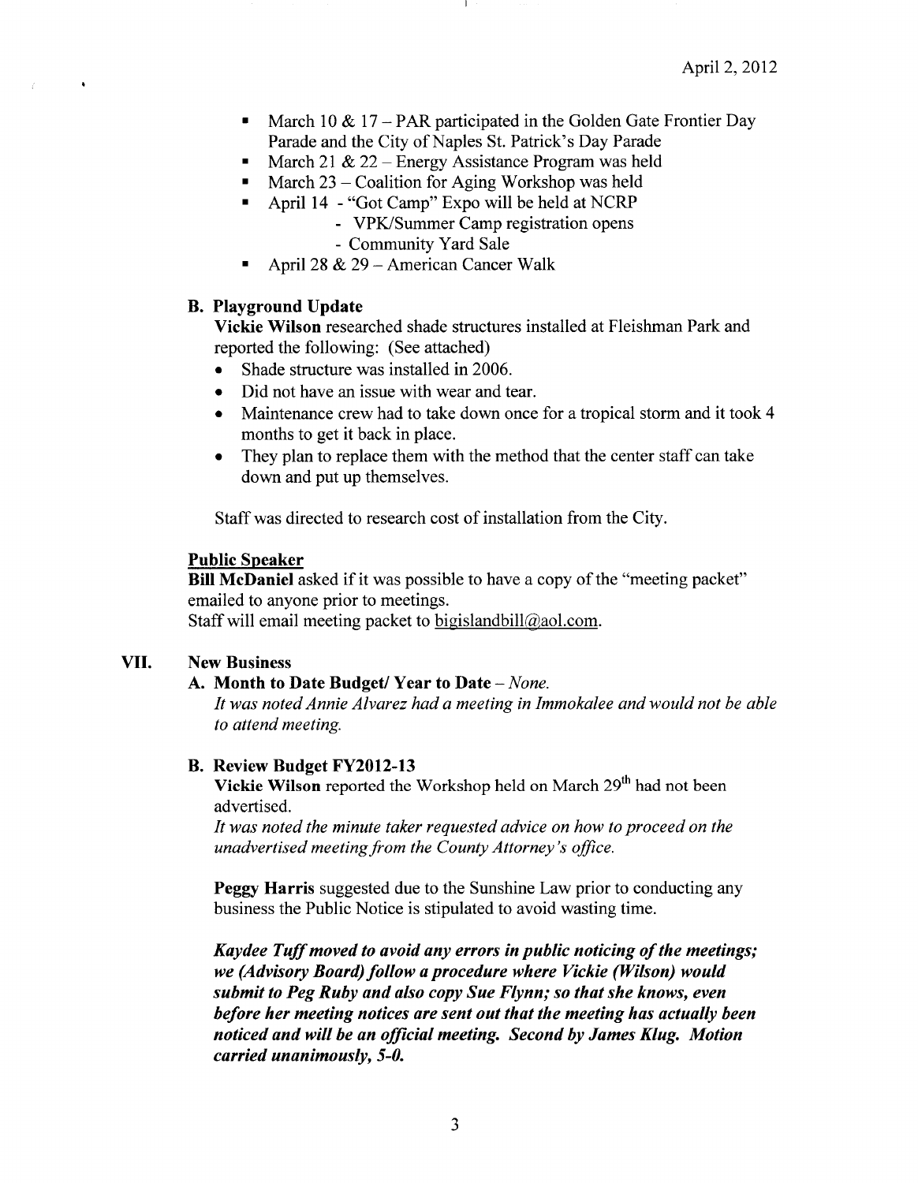- March 10 & 17 – PAR participated in the Golden Gate Frontier Day Parade and the City of Naples St. Patrick's Day Parade
- March 21 & 22 – Energy Assistance Program was held
- March 23 – Coalition for Aging Workshop was held
- April 14 - "Got Camp" Expo will be held at NCRP
  - VPK/Summer Camp registration opens
  - Community Yard Sale
- April 28 & 29 – American Cancer Walk

**B. Playground Update**

**Vickie Wilson** researched shade structures installed at Fleishman Park and reported the following: (See attached)

- Shade structure was installed in 2006.
- Did not have an issue with wear and tear.
- Maintenance crew had to take down once for a tropical storm and it took 4 months to get it back in place.
- They plan to replace them with the method that the center staff can take down and put up themselves.

Staff was directed to research cost of installation from the City.

**Public Speaker**

**Bill McDaniel** asked if it was possible to have a copy of the "meeting packet" emailed to anyone prior to meetings.
Staff will email meeting packet to bigislandbill@aol.com.

## VII. New Business

**A. Month to Date Budget/ Year to Date** – *None.*

*It was noted Annie Alvarez had a meeting in Immokalee and would not be able to attend meeting.*

**B. Review Budget FY2012-13**

**Vickie Wilson** reported the Workshop held on March 29th had not been advertised.

*It was noted the minute taker requested advice on how to proceed on the unadvertised meeting from the County Attorney's office.*

**Peggy Harris** suggested due to the Sunshine Law prior to conducting any business the Public Notice is stipulated to avoid wasting time.

***Kaydee Tuff moved to avoid any errors in public noticing of the meetings; we (Advisory Board) follow a procedure where Vickie (Wilson) would submit to Peg Ruby and also copy Sue Flynn; so that she knows, even before her meeting notices are sent out that the meeting has actually been noticed and will be an official meeting. Second by James Klug. Motion carried unanimously, 5-0.***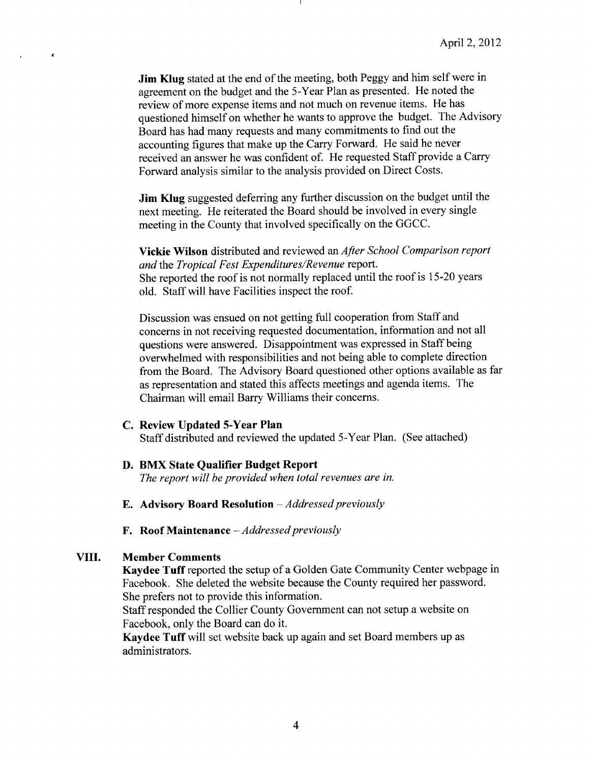**Jim Klug** stated at the end of the meeting, both Peggy and him self were in agreement on the budget and the 5-Year Plan as presented. He noted the review of more expense items and not much on revenue items. He has questioned himself on whether he wants to approve the budget. The Advisory Board has had many requests and many commitments to find out the accounting figures that make up the Carry Forward. He said he never received an answer he was confident of. He requested Staff provide a Carry Forward analysis similar to the analysis provided on Direct Costs.

**Jim Klug** suggested deferring any further discussion on the budget until the next meeting. He reiterated the Board should be involved in every single meeting in the County that involved specifically on the GGCC.

**Vickie Wilson** distributed and reviewed an *After School Comparison report and* the *Tropical Fest Expenditures/Revenue* report.
She reported the roof is not normally replaced until the roof is 15-20 years old. Staff will have Facilities inspect the roof.

Discussion was ensued on not getting full cooperation from Staff and concerns in not receiving requested documentation, information and not all questions were answered. Disappointment was expressed in Staff being overwhelmed with responsibilities and not being able to complete direction from the Board. The Advisory Board questioned other options available as far as representation and stated this affects meetings and agenda items. The Chairman will email Barry Williams their concerns.

**C. Review Updated 5-Year Plan**
Staff distributed and reviewed the updated 5-Year Plan. (See attached)

**D. BMX State Qualifier Budget Report**
*The report will be provided when total revenues are in.*

**E. Advisory Board Resolution** – *Addressed previously*

**F. Roof Maintenance** – *Addressed previously*

## VIII. Member Comments

**Kaydee Tuff** reported the setup of a Golden Gate Community Center webpage in Facebook. She deleted the website because the County required her password. She prefers not to provide this information.
Staff responded the Collier County Government can not setup a website on Facebook, only the Board can do it.
**Kaydee Tuff** will set website back up again and set Board members up as administrators.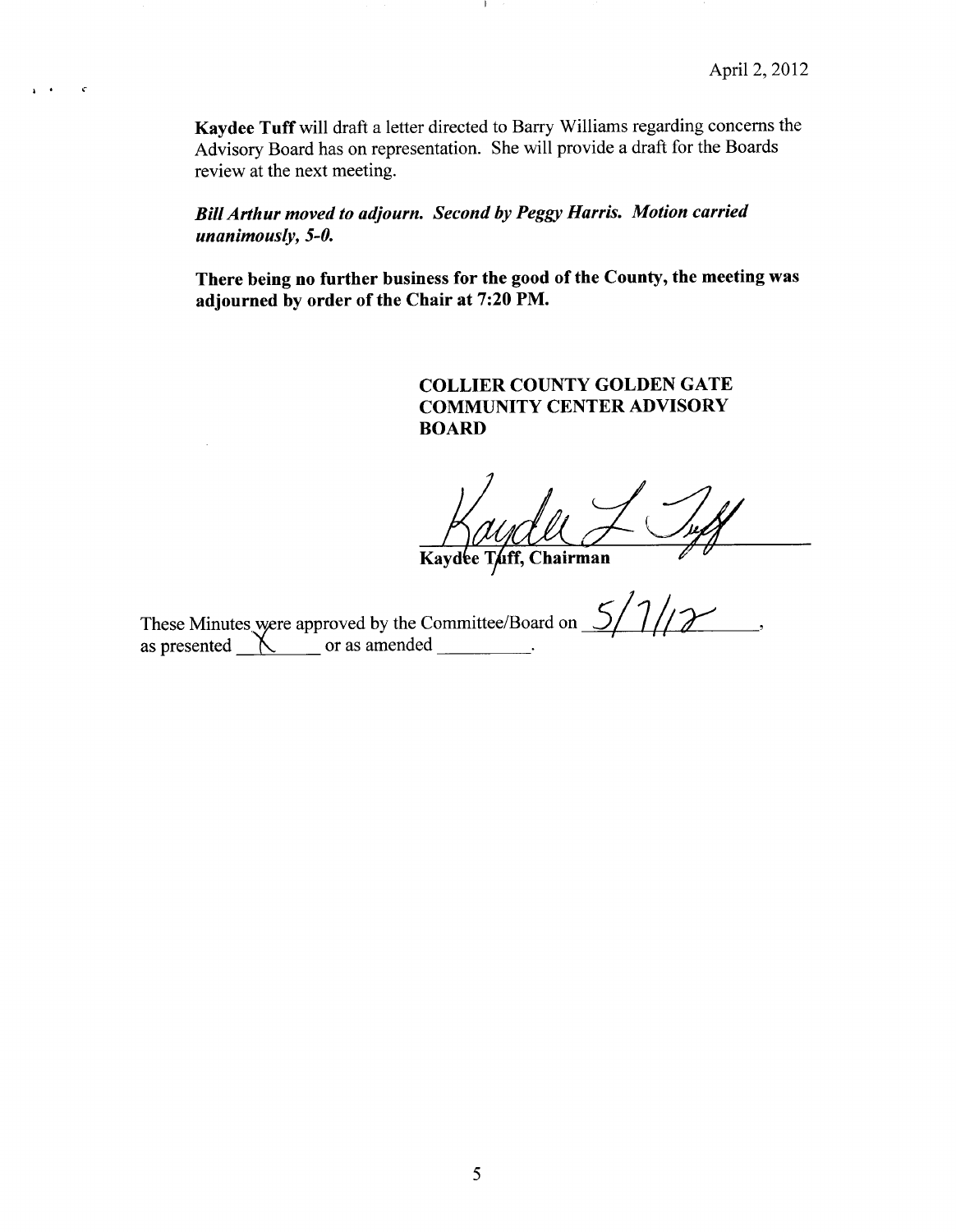**Kaydee Tuff** will draft a letter directed to Barry Williams regarding concerns the Advisory Board has on representation. She will provide a draft for the Boards review at the next meeting.

***Bill Arthur moved to adjourn. Second by Peggy Harris. Motion carried unanimously, 5-0.***

**There being no further business for the good of the County, the meeting was adjourned by order of the Chair at 7:20 PM.**

**COLLIER COUNTY GOLDEN GATE COMMUNITY CENTER ADVISORY BOARD**

**Kaydee Tuff, Chairman**

These Minutes were approved by the Committee/Board on 5/7/12, as presented X or as amended ______.